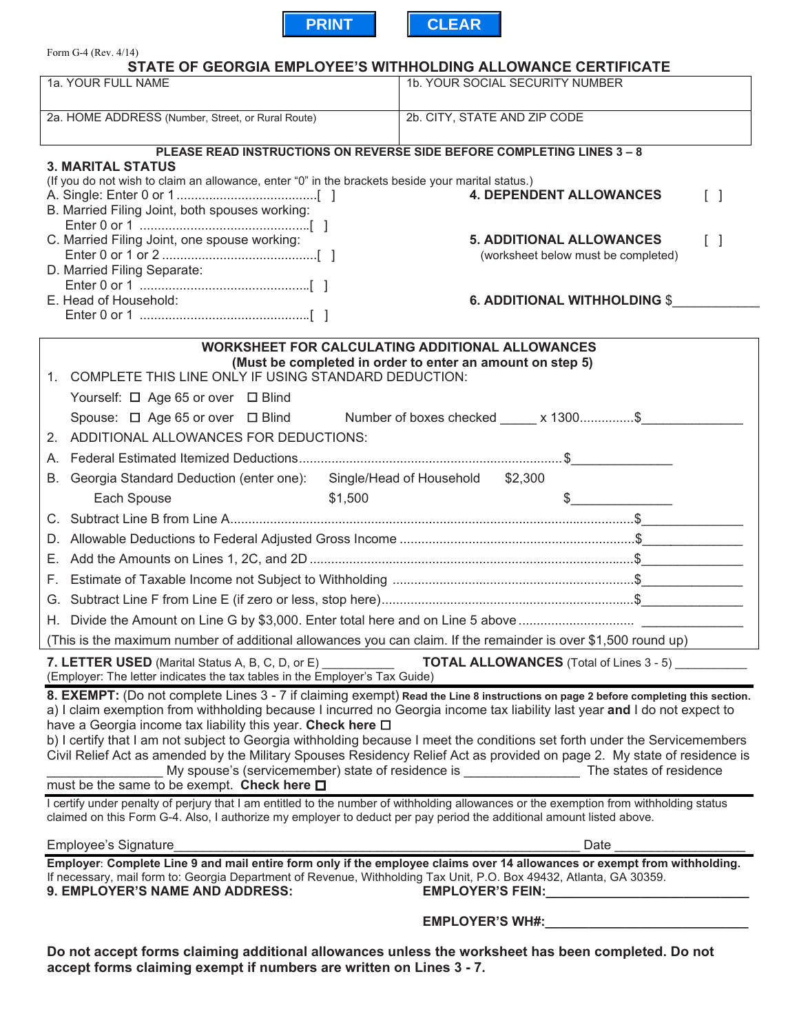PRINT CLEAR

Form G-4 (Rev. 4/14)

# STATE OF GEORGIA EMPLOYEE'S WITHHOLDING ALLOWANCE CERTIFICATE

| 1a. YOUR FULL NAME | 1b. YOUR SOCIAL SECURITY NUMBER |
|---|---|
| 2a. HOME ADDRESS (Number, Street, or Rural Route) | 2b. CITY, STATE AND ZIP CODE |

**PLEASE READ INSTRUCTIONS ON REVERSE SIDE BEFORE COMPLETING LINES 3 – 8**

**3. MARITAL STATUS**

(If you do not wish to claim an allowance, enter "0" in the brackets beside your marital status.)

A. Single: Enter 0 or 1 .......................................[ ]

B. Married Filing Joint, both spouses working:
Enter 0 or 1 ...............................................[ ]

C. Married Filing Joint, one spouse working:
Enter 0 or 1 or 2 ...........................................[ ]

D. Married Filing Separate:
Enter 0 or 1 ...............................................[ ]

E. Head of Household:
Enter 0 or 1 ...............................................[ ]

**4. DEPENDENT ALLOWANCES** [ ]

**5. ADDITIONAL ALLOWANCES** [ ]
(worksheet below must be completed)

**6. ADDITIONAL WITHHOLDING** $____________

## WORKSHEET FOR CALCULATING ADDITIONAL ALLOWANCES

**(Must be completed in order to enter an amount on step 5)**

1. COMPLETE THIS LINE ONLY IF USING STANDARD DEDUCTION:

   Yourself: ☐ Age 65 or over ☐ Blind

   Spouse: ☐ Age 65 or over ☐ Blind Number of boxes checked _____ x 1300...............$______________

2. ADDITIONAL ALLOWANCES FOR DEDUCTIONS:

A. Federal Estimated Itemized Deductions........................................................................$______________

B. Georgia Standard Deduction (enter one): Single/Head of Household $2,300
Each Spouse $1,500 $______________

C. Subtract Line B from Line A..............................................................................................$______________

D. Allowable Deductions to Federal Adjusted Gross Income ................................................$______________

E. Add the Amounts on Lines 1, 2C, and 2D .........................................................................$______________

F. Estimate of Taxable Income not Subject to Withholding ..................................................$______________

G. Subtract Line F from Line E (if zero or less, stop here).....................................................$______________

H. Divide the Amount on Line G by $3,000. Enter total here and on Line 5 above ................................ ______________

(This is the maximum number of additional allowances you can claim. If the remainder is over $1,500 round up)

**7. LETTER USED** (Marital Status A, B, C, D, or E) __________ **TOTAL ALLOWANCES** (Total of Lines 3 - 5) __________
(Employer: The letter indicates the tax tables in the Employer's Tax Guide)

**8. EXEMPT:** (Do not complete Lines 3 - 7 if claiming exempt) **Read the Line 8 instructions on page 2 before completing this section.**

a) I claim exemption from withholding because I incurred no Georgia income tax liability last year **and** I do not expect to have a Georgia income tax liability this year. **Check here** ☐

b) I certify that I am not subject to Georgia withholding because I meet the conditions set forth under the Servicemembers Civil Relief Act as amended by the Military Spouses Residency Relief Act as provided on page 2. My state of residence is ________________ My spouse's (servicemember) state of residence is ________________ The states of residence must be the same to be exempt. **Check here** ☐

I certify under penalty of perjury that I am entitled to the number of withholding allowances or the exemption from withholding status claimed on this Form G-4. Also, I authorize my employer to deduct per pay period the additional amount listed above.

Employee's Signature__________________________________________________________ Date __________________

**Employer**: **Complete Line 9 and mail entire form only if the employee claims over 14 allowances or exempt from withholding.**
If necessary, mail form to: Georgia Department of Revenue, Withholding Tax Unit, P.O. Box 49432, Atlanta, GA 30359.

**9. EMPLOYER'S NAME AND ADDRESS:**

**EMPLOYER'S FEIN:**____________________________

**EMPLOYER'S WH#:**____________________________

**Do not accept forms claiming additional allowances unless the worksheet has been completed. Do not accept forms claiming exempt if numbers are written on Lines 3 - 7.**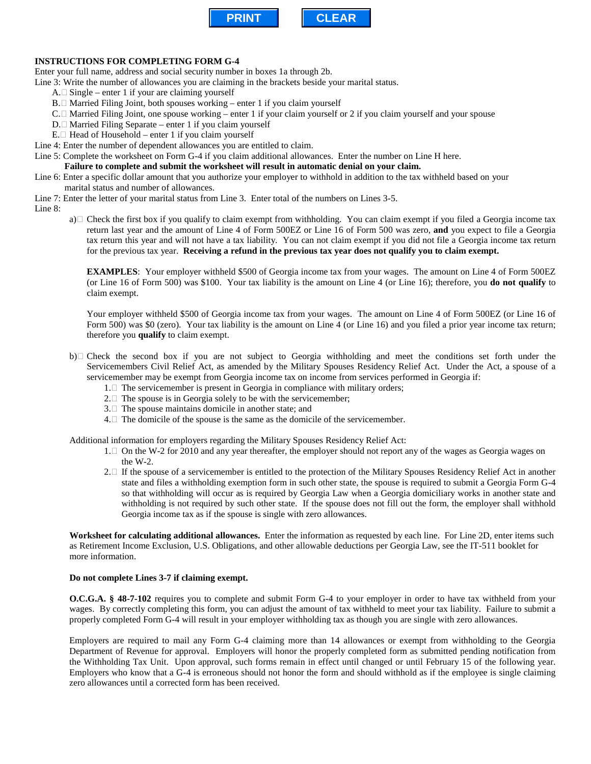PRINT CLEAR

**INSTRUCTIONS FOR COMPLETING FORM G-4**

Enter your full name, address and social security number in boxes 1a through 2b.

Line 3: Write the number of allowances you are claiming in the brackets beside your marital status.

- A. Single – enter 1 if your are claiming yourself
- B. Married Filing Joint, both spouses working – enter 1 if you claim yourself
- C. Married Filing Joint, one spouse working – enter 1 if your claim yourself or 2 if you claim yourself and your spouse
- D. Married Filing Separate – enter 1 if you claim yourself
- E. Head of Household – enter 1 if you claim yourself

Line 4: Enter the number of dependent allowances you are entitled to claim.

Line 5: Complete the worksheet on Form G-4 if you claim additional allowances. Enter the number on Line H here.
**Failure to complete and submit the worksheet will result in automatic denial on your claim.**

Line 6: Enter a specific dollar amount that you authorize your employer to withhold in addition to the tax withheld based on your marital status and number of allowances.

Line 7: Enter the letter of your marital status from Line 3. Enter total of the numbers on Lines 3-5.

Line 8:

a) Check the first box if you qualify to claim exempt from withholding. You can claim exempt if you filed a Georgia income tax return last year and the amount of Line 4 of Form 500EZ or Line 16 of Form 500 was zero, **and** you expect to file a Georgia tax return this year and will not have a tax liability. You can not claim exempt if you did not file a Georgia income tax return for the previous tax year. **Receiving a refund in the previous tax year does not qualify you to claim exempt.**

**EXAMPLES**: Your employer withheld $500 of Georgia income tax from your wages. The amount on Line 4 of Form 500EZ (or Line 16 of Form 500) was $100. Your tax liability is the amount on Line 4 (or Line 16); therefore, you **do not qualify** to claim exempt.

Your employer withheld $500 of Georgia income tax from your wages. The amount on Line 4 of Form 500EZ (or Line 16 of Form 500) was $0 (zero). Your tax liability is the amount on Line 4 (or Line 16) and you filed a prior year income tax return; therefore you **qualify** to claim exempt.

b) Check the second box if you are not subject to Georgia withholding and meet the conditions set forth under the Servicemembers Civil Relief Act, as amended by the Military Spouses Residency Relief Act. Under the Act, a spouse of a servicemember may be exempt from Georgia income tax on income from services performed in Georgia if:

1. The servicemember is present in Georgia in compliance with military orders;
2. The spouse is in Georgia solely to be with the servicemember;
3. The spouse maintains domicile in another state; and
4. The domicile of the spouse is the same as the domicile of the servicemember.

Additional information for employers regarding the Military Spouses Residency Relief Act:

1. On the W-2 for 2010 and any year thereafter, the employer should not report any of the wages as Georgia wages on the W-2.
2. If the spouse of a servicemember is entitled to the protection of the Military Spouses Residency Relief Act in another state and files a withholding exemption form in such other state, the spouse is required to submit a Georgia Form G-4 so that withholding will occur as is required by Georgia Law when a Georgia domiciliary works in another state and withholding is not required by such other state. If the spouse does not fill out the form, the employer shall withhold Georgia income tax as if the spouse is single with zero allowances.

**Worksheet for calculating additional allowances.** Enter the information as requested by each line. For Line 2D, enter items such as Retirement Income Exclusion, U.S. Obligations, and other allowable deductions per Georgia Law, see the IT-511 booklet for more information.

**Do not complete Lines 3-7 if claiming exempt.**

**O.C.G.A. § 48-7-102** requires you to complete and submit Form G-4 to your employer in order to have tax withheld from your wages. By correctly completing this form, you can adjust the amount of tax withheld to meet your tax liability. Failure to submit a properly completed Form G-4 will result in your employer withholding tax as though you are single with zero allowances.

Employers are required to mail any Form G-4 claiming more than 14 allowances or exempt from withholding to the Georgia Department of Revenue for approval. Employers will honor the properly completed form as submitted pending notification from the Withholding Tax Unit. Upon approval, such forms remain in effect until changed or until February 15 of the following year. Employers who know that a G-4 is erroneous should not honor the form and should withhold as if the employee is single claiming zero allowances until a corrected form has been received.